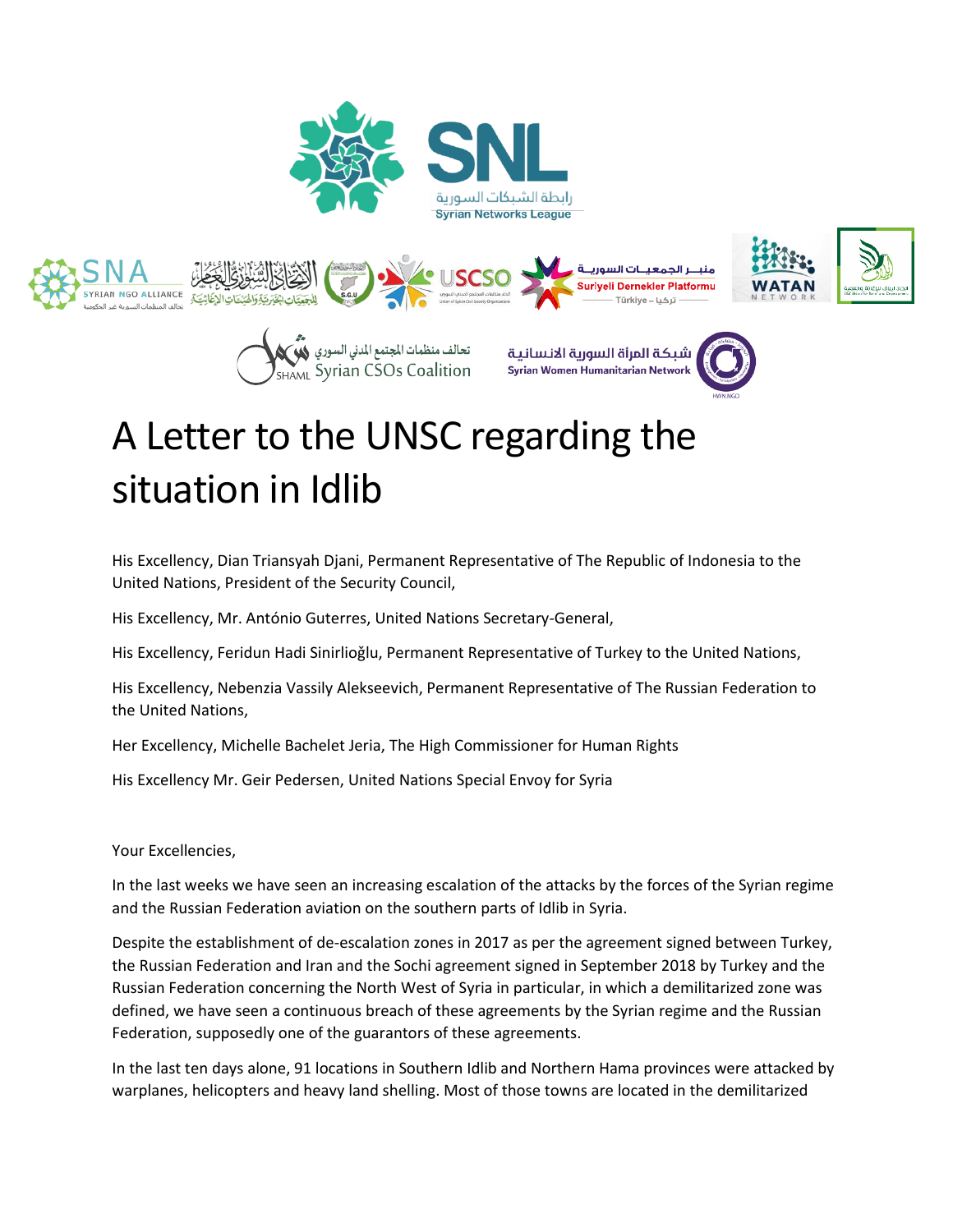# A Letter to the UNSC regarding the situation in Idlib

His Excellency, Dian Triansyah Djani, Permanent Representative of The Republic of Indonesia to the United Nations, President of the Security Council,

His Excellency, Mr. António Guterres, United Nations Secretary-General,

His Excellency, Feridun Hadi Sinirlioğlu, Permanent Representative of Turkey to the United Nations,

His Excellency, Nebenzia Vassily Alekseevich, Permanent Representative of The Russian Federation to the United Nations,

Her Excellency, Michelle Bachelet Jeria, The High Commissioner for Human Rights

His Excellency Mr. Geir Pedersen, United Nations Special Envoy for Syria

Your Excellencies,

In the last weeks we have seen an increasing escalation of the attacks by the forces of the Syrian regime and the Russian Federation aviation on the southern parts of Idlib in Syria.

Despite the establishment of de-escalation zones in 2017 as per the agreement signed between Turkey, the Russian Federation and Iran and the Sochi agreement signed in September 2018 by Turkey and the Russian Federation concerning the North West of Syria in particular, in which a demilitarized zone was defined, we have seen a continuous breach of these agreements by the Syrian regime and the Russian Federation, supposedly one of the guarantors of these agreements.

In the last ten days alone, 91 locations in Southern Idlib and Northern Hama provinces were attacked by warplanes, helicopters and heavy land shelling. Most of those towns are located in the demilitarized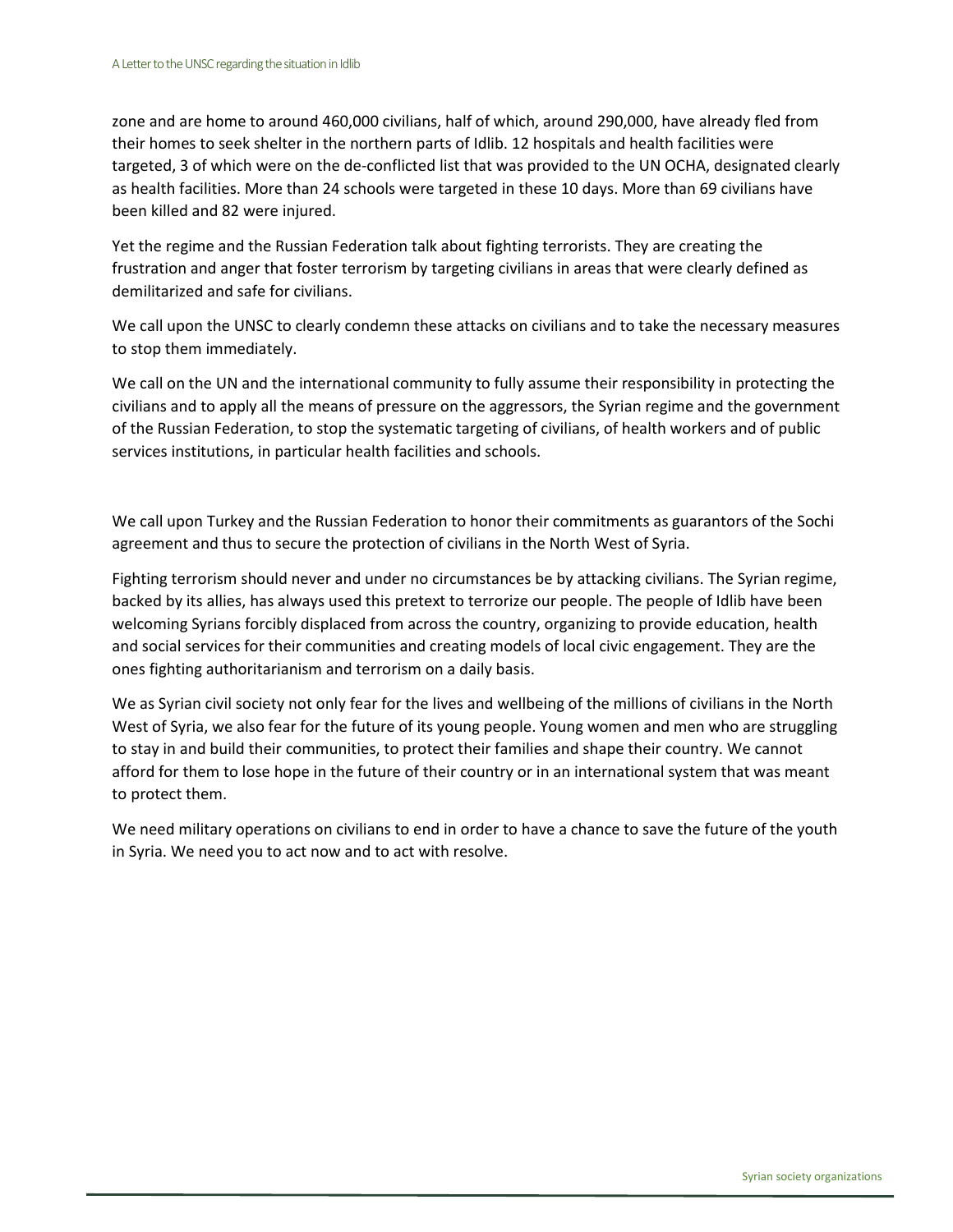zone and are home to around 460,000 civilians, half of which, around 290,000, have already fled from their homes to seek shelter in the northern parts of Idlib. 12 hospitals and health facilities were targeted, 3 of which were on the de-conflicted list that was provided to the UN OCHA, designated clearly as health facilities. More than 24 schools were targeted in these 10 days. More than 69 civilians have been killed and 82 were injured.

Yet the regime and the Russian Federation talk about fighting terrorists. They are creating the frustration and anger that foster terrorism by targeting civilians in areas that were clearly defined as demilitarized and safe for civilians.

We call upon the UNSC to clearly condemn these attacks on civilians and to take the necessary measures to stop them immediately.

We call on the UN and the international community to fully assume their responsibility in protecting the civilians and to apply all the means of pressure on the aggressors, the Syrian regime and the government of the Russian Federation, to stop the systematic targeting of civilians, of health workers and of public services institutions, in particular health facilities and schools.

We call upon Turkey and the Russian Federation to honor their commitments as guarantors of the Sochi agreement and thus to secure the protection of civilians in the North West of Syria.

Fighting terrorism should never and under no circumstances be by attacking civilians. The Syrian regime, backed by its allies, has always used this pretext to terrorize our people. The people of Idlib have been welcoming Syrians forcibly displaced from across the country, organizing to provide education, health and social services for their communities and creating models of local civic engagement. They are the ones fighting authoritarianism and terrorism on a daily basis.

We as Syrian civil society not only fear for the lives and wellbeing of the millions of civilians in the North West of Syria, we also fear for the future of its young people. Young women and men who are struggling to stay in and build their communities, to protect their families and shape their country. We cannot afford for them to lose hope in the future of their country or in an international system that was meant to protect them.

We need military operations on civilians to end in order to have a chance to save the future of the youth in Syria. We need you to act now and to act with resolve.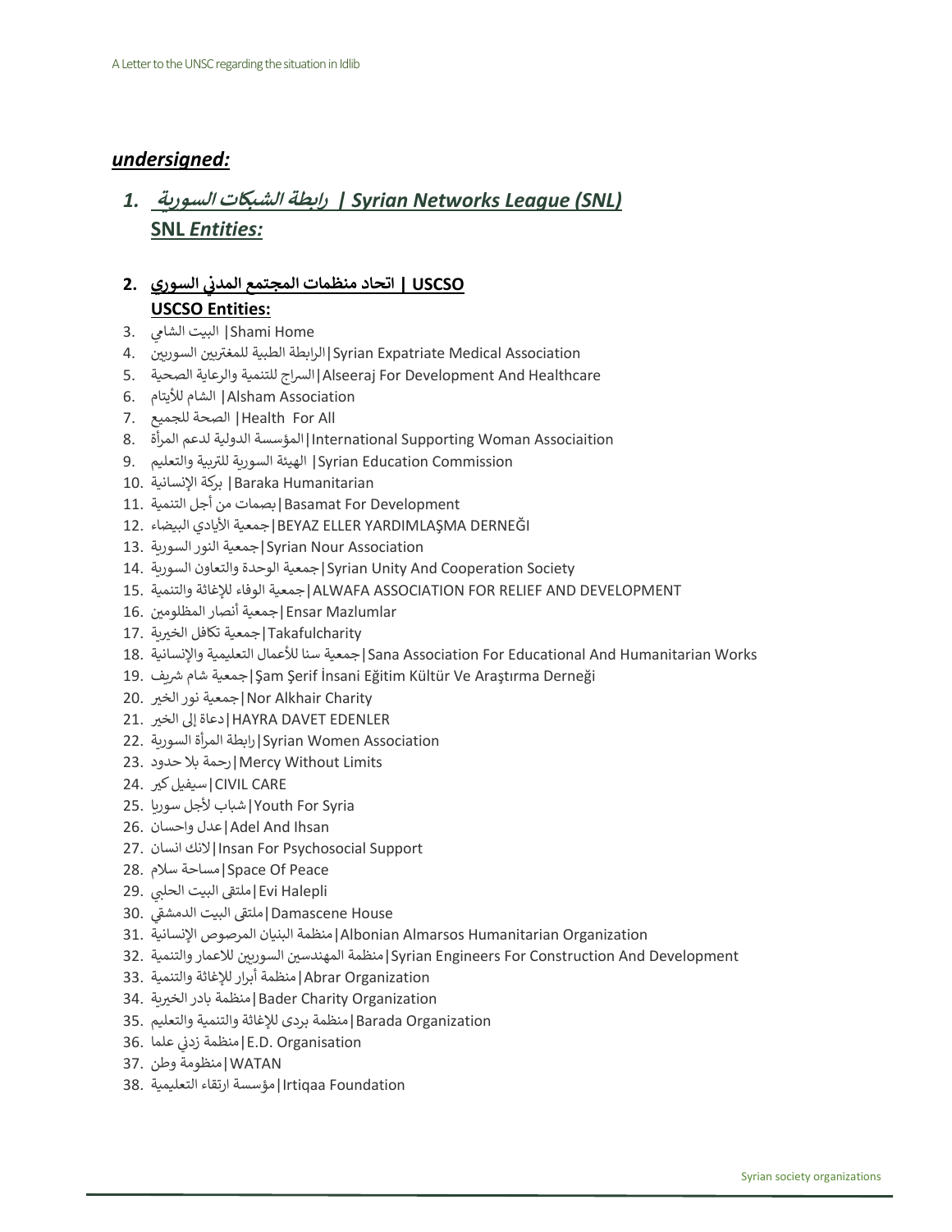***undersigned:***

1. ***رابطة الشبكات السورية | Syrian Networks League (SNL)***
   **SNL *Entities:***

2. **اتحاد منظمات المجتمع المدني السوري | USCSO**
   **USCSO Entities:**

3. البيت الشامي | Shami Home
4. الرابطة الطبية للمغتربين السوريين | Syrian Expatriate Medical Association
5. السراج للتنمية والرعاية الصحية | Alseeraj For Development And Healthcare
6. الشام للأيتام | Alsham Association
7. الصحة للجميع | Health For All
8. المؤسسة الدولية لدعم المرأة | International Supporting Woman Associaition
9. الهيئة السورية للتربية والتعليم | Syrian Education Commission
10. بركة الإنسانية | Baraka Humanitarian
11. بصمات من أجل التنمية | Basamat For Development
12. جمعية الأيادي البيضاء | BEYAZ ELLER YARDIMLAŞMA DERNEĞI
13. جمعية النور السورية | Syrian Nour Association
14. جمعية الوحدة والتعاون السورية | Syrian Unity And Cooperation Society
15. جمعية الوفاء للإغاثة والتنمية | ALWAFA ASSOCIATION FOR RELIEF AND DEVELOPMENT
16. جمعية أنصار المظلومين | Ensar Mazlumlar
17. جمعية تكافل الخيرية | Takafulcharity
18. جمعية سنا للأعمال التعليمية والإنسانية | Sana Association For Educational And Humanitarian Works
19. جمعية شام شريف | Şam Şerif İnsani Eğitim Kültür Ve Araştırma Derneği
20. جمعية نور الخير | Nor Alkhair Charity
21. دعاة إلى الخير | HAYRA DAVET EDENLER
22. رابطة المرأة السورية | Syrian Women Association
23. رحمة بلا حدود | Mercy Without Limits
24. سيفيل كير | CIVIL CARE
25. شباب لأجل سوريا | Youth For Syria
26. عدل واحسان | Adel And Ihsan
27. لانك انسان | Insan For Psychosocial Support
28. مساحة سلام | Space Of Peace
29. ملتقى البيت الحلبي | Evi Halepli
30. ملتقى البيت الدمشقي | Damascene House
31. منظمة البنيان المرصوص الإنسانية | Albonian Almarsos Humanitarian Organization
32. منظمة المهندسين السوريين للاعمار والتنمية | Syrian Engineers For Construction And Development
33. منظمة أبرار للإغاثة والتنمية | Abrar Organization
34. منظمة بادر الخيرية | Bader Charity Organization
35. منظمة بردى للإغاثة والتنمية والتعليم | Barada Organization
36. منظمة زدني علما | E.D. Organisation
37. منظومة وطن | WATAN
38. مؤسسة ارتقاء التعليمية | Irtiqaa Foundation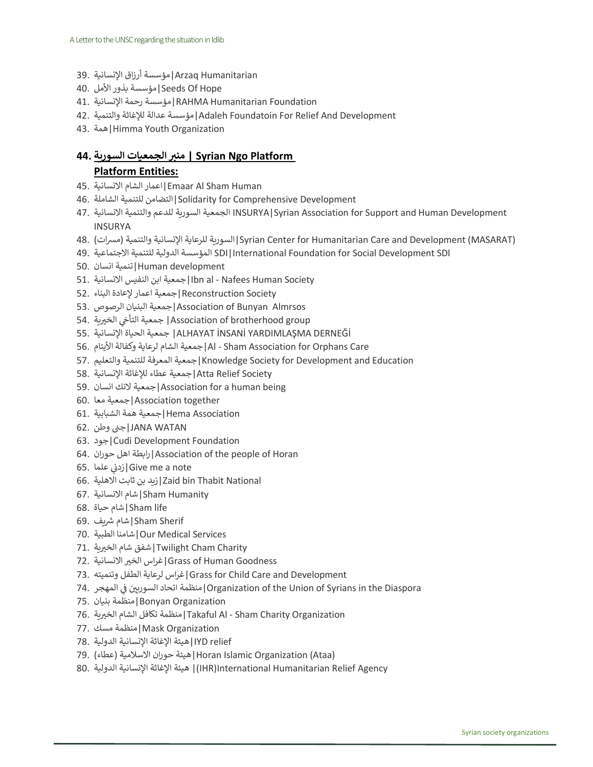39. مؤسسة أرزاق الإنسانية|Arzaq Humanitarian
40. مؤسسة بذور الأمل|Seeds Of Hope
41. مؤسسة رحمة الإنسانية|RAHMA Humanitarian Foundation
42. مؤسسة عدالة للإغاثة والتنمية|Adaleh Foundatoin For Relief And Development
43. همة|Himma Youth Organization

## **44. منبر الجمعيات السورية | Syrian Ngo Platform**

**Platform Entities:**

45. اعمار الشام الانسانية|Emaar Al Sham Human
46. التضامن للتنمية الشاملة|Solidarity for Comprehensive Development
47. الجمعية السورية للدعم والتنمية الانسانية INSURYA|Syrian Association for Support and Human Development INSURYA
48. السورية للرعاية الإنسانية والتنمية (مسرات)|Syrian Center for Humanitarian Care and Development (MASARAT)
49. المؤسسة الدولية للتنمية الاجتماعية SDI|International Foundation for Social Development SDI
50. تنمية انسان|Human development
51. جمعية ابن النفيس الانسانية|Ibn al - Nafees Human Society
52. جمعية اعمار لإعادة البناء|Reconstruction Society
53. جمعية البنيان الرصوص|Association of Bunyan Almrsos
54. جمعية التآخي الخيرية|Association of brotherhood group
55. جمعية الحياة الإنسانية|ALHAYAT İNSANİ YARDIMLAŞMA DERNEĞİ
56. جمعية الشام لرعاية وكفالة الأيتام|Al - Sham Association for Orphans Care
57. جمعية المعرفة للتنمية والتعليم|Knowledge Society for Development and Education
58. جمعية عطاء للإغاثة الإنسانية|Atta Relief Society
59. جمعية لانك انسان|Association for a human being
60. جمعية معا|Association together
61. جمعية همة الشبابية|Hema Association
62. جنى وطن|JANA WATAN
63. جود|Cudi Development Foundation
64. رابطة اهل حوران|Association of the people of Horan
65. زدني علما|Give me a note
66. زيد بن ثابت الاهلية|Zaid bin Thabit National
67. شام الانسانية|Sham Humanity
68. شام حياة|Sham life
69. شام شريف|Sham Sherif
70. شامنا الطبية|Our Medical Services
71. شفق شام الخيرية|Twilight Cham Charity
72. غراس الخير الانسانية|Grass of Human Goodness
73. غراس لرعاية الطفل وتنميته|Grass for Child Care and Development
74. منظمة اتحاد السوريين في المهجر|Organization of the Union of Syrians in the Diaspora
75. منظمة بنيان|Bonyan Organization
76. منظمة تكافل الشام الخيرية|Takaful Al - Sham Charity Organization
77. منظمة مسك|Mask Organization
78. هيئة الإغاثة الإنسانية الدولية|IYD relief
79. هيئة حوران الاسلامية (عطاء)|Horan Islamic Organization (Ataa)
80. هيئة الإغاثة الإنسانية الدولية |(IHR)International Humanitarian Relief Agency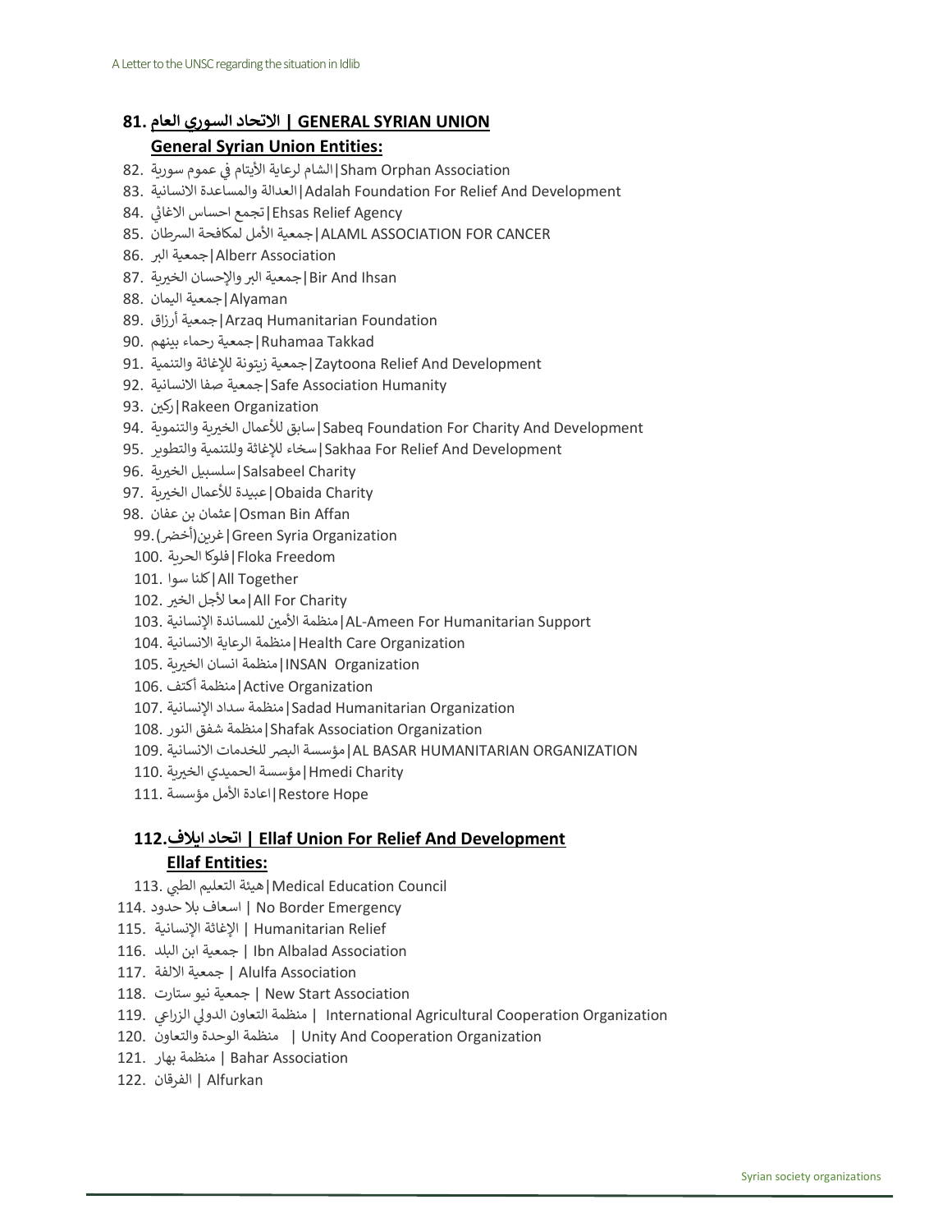## 81. الاتحاد السوري العام | GENERAL SYRIAN UNION

### General Syrian Union Entities:

82. الشام لرعاية الأيتام في عموم سورية|Sham Orphan Association
83. العدالة والمساعدة الانسانية|Adalah Foundation For Relief And Development
84. تجمع احساس الاغاثي|Ehsas Relief Agency
85. جمعية الأمل لمكافحة السرطان|ALAML ASSOCIATION FOR CANCER
86. جمعية البر|Alberr Association
87. جمعية البر والإحسان الخيرية|Bir And Ihsan
88. جمعية اليمان|Alyaman
89. جمعية أرزاق|Arzaq Humanitarian Foundation
90. جمعية رحماء بينهم|Ruhamaa Takkad
91. جمعية زيتونة للإغاثة والتنمية|Zaytoona Relief And Development
92. جمعية صفا الانسانية|Safe Association Humanity
93. ركين|Rakeen Organization
94. سابق للأعمال الخيرية والتنموية|Sabeq Foundation For Charity And Development
95. سخاء للإغاثة وللتنمية والتطوير|Sakhaa For Relief And Development
96. سلسبيل الخيرية|Salsabeel Charity
97. عبيدة للأعمال الخيرية|Obaida Charity
98. عثمان بن عفان|Osman Bin Affan
99. غرين(أخضر)|Green Syria Organization
100. فلوكا الحرية|Floka Freedom
101. كلنا سوا|All Together
102. معا لأجل الخير|All For Charity
103. منظمة الأمين للمساندة الإنسانية|AL-Ameen For Humanitarian Support
104. منظمة الرعاية الانسانية|Health Care Organization
105. منظمة انسان الخيرية|INSAN Organization
106. منظمة أكتف|Active Organization
107. منظمة سداد الإنسانية|Sadad Humanitarian Organization
108. منظمة شفق النور|Shafak Association Organization
109. مؤسسة البصر للخدمات الانسانية|AL BASAR HUMANITARIAN ORGANIZATION
110. مؤسسة الحميدي الخيرية|Hmedi Charity
111. اعادة الأمل مؤسسة|Restore Hope

## 112. اتحاد ايلاف | Ellaf Union For Relief And Development

### Ellaf Entities:

113. هيئة التعليم الطبي|Medical Education Council
114. اسعاف بلا حدود | No Border Emergency
115. الإغاثة الإنسانية | Humanitarian Relief
116. جمعية ابن البلد | Ibn Albalad Association
117. جمعية الالفة | Alulfa Association
118. جمعية نيو ستارت | New Start Association
119. منظمة التعاون الدولي الزراعي | International Agricultural Cooperation Organization
120. منظمة الوحدة والتعاون | Unity And Cooperation Organization
121. منظمة بهار | Bahar Association
122. الفرقان | Alfurkan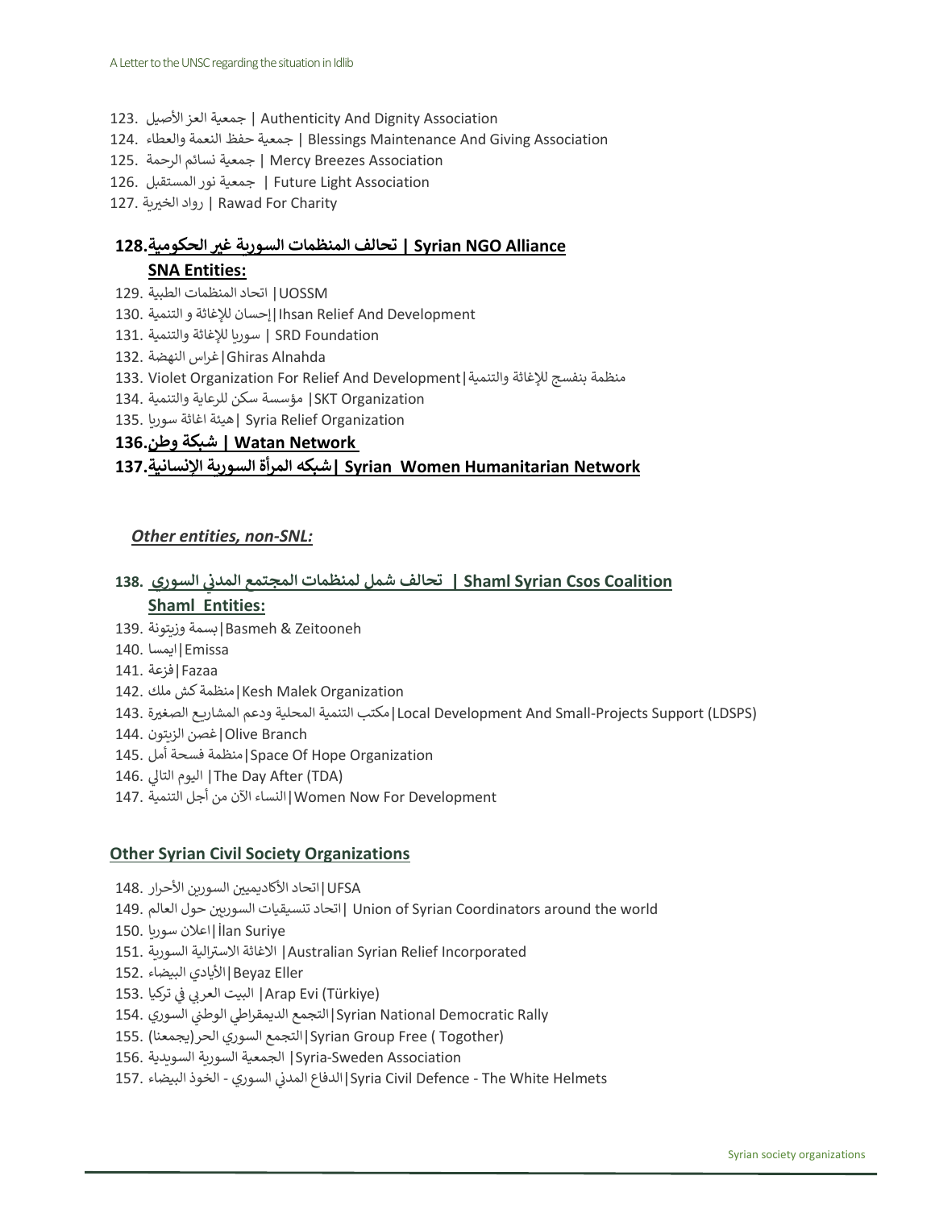123. جمعية العز الأصيل | Authenticity And Dignity Association
124. جمعية حفظ النعمة والعطاء | Blessings Maintenance And Giving Association
125. جمعية نسائم الرحمة | Mercy Breezes Association
126. جمعية نور المستقبل | Future Light Association
127. رواد الخيرية | Rawad For Charity

**128. تحالف المنظمات السورية غير الحكومية | Syrian NGO Alliance**

**SNA Entities:**

129. اتحاد المنظمات الطبية | UOSSM
130. إحسان للإغاثة و التنمية | Ihsan Relief And Development
131. سوريا للإغاثة والتنمية | SRD Foundation
132. غراس النهضة | Ghiras Alnahda
133. Violet Organization For Relief And Development | منظمة بنفسج للإغاثة والتنمية
134. مؤسسة سكن للرعاية والتنمية | SKT Organization
135. هيئة اغاثة سوريا | Syria Relief Organization

**136. شبكة وطن | Watan Network**

**137. شبكه المرأة السورية الإنسانية | Syrian Women Humanitarian Network**

***Other entities, non-SNL:***

**138. تحالف شمل لمنظمات المجتمع المدني السوري | Shaml Syrian Csos Coalition**

**Shaml Entities:**

139. بسمة وزيتونة | Basmeh & Zeitooneh
140. ايمسا | Emissa
141. فزعة | Fazaa
142. منظمة كش ملك | Kesh Malek Organization
143. مكتب التنمية المحلية ودعم المشاريع الصغيرة | Local Development And Small-Projects Support (LDSPS)
144. غصن الزيتون | Olive Branch
145. منظمة فسحة أمل | Space Of Hope Organization
146. اليوم التالي | The Day After (TDA)
147. النساء الآن من أجل التنمية | Women Now For Development

**Other Syrian Civil Society Organizations**

148. اتحاد الأكاديميين السورين الأحرار | UFSA
149. اتحاد تنسيقيات السوريين حول العالم | Union of Syrian Coordinators around the world
150. اعلان سوريا | İlan Suriye
151. الاغاثة الاسترالية السورية | Australian Syrian Relief Incorporated
152. الأيادي البيضاء | Beyaz Eller
153. البيت العربي في تركيا | Arap Evi (Türkiye)
154. التجمع الديمقراطي الوطني السوري | Syrian National Democratic Rally
155. التجمع السوري الحر(يجمعنا) | Syrian Group Free ( Togother)
156. الجمعية السورية السويدية | Syria-Sweden Association
157. الدفاع المدني السوري - الخوذ البيضاء | Syria Civil Defence - The White Helmets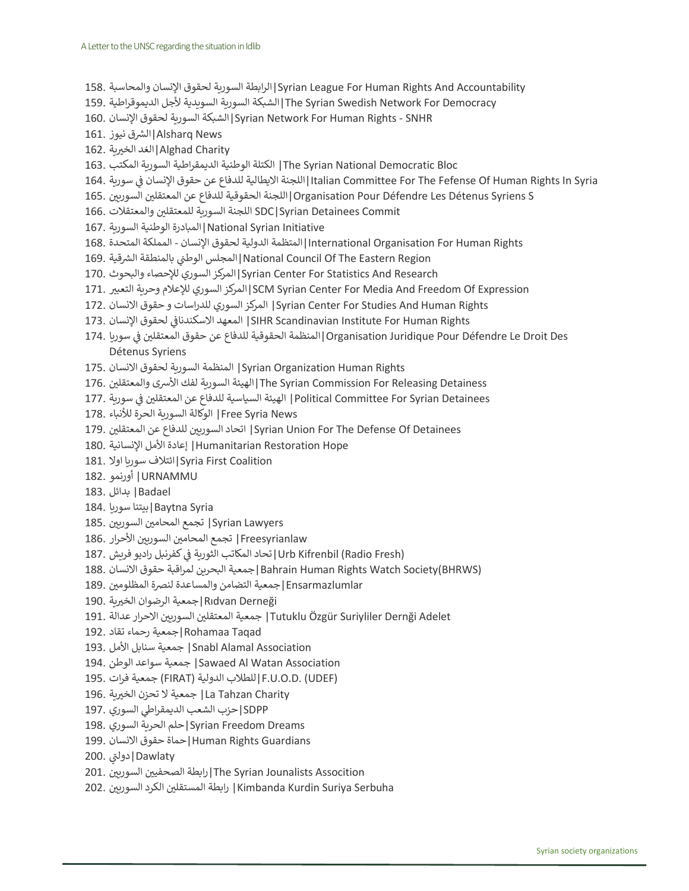158. الرابطة السورية لحقوق الإنسان والمحاسبة | Syrian League For Human Rights And Accountability
159. الشبكة السورية السويدية لأجل الديموقراطية | The Syrian Swedish Network For Democracy
160. الشبكة السورية لحقوق الإنسان | Syrian Network For Human Rights - SNHR
161. الشرق نيوز | Alsharq News
162. الغد الخيرية | Alghad Charity
163. الكتلة الوطنية الديمقراطية السورية المكتب | The Syrian National Democratic Bloc
164. اللجنة الايطالية للدفاع عن حقوق الإنسان في سورية | Italian Committee For The Fefense Of Human Rights In Syria
165. اللجنة الحقوقية للدفاع عن المعتقلين السوريين | Organisation Pour Défendre Les Détenus Syriens S
166. اللجنة السورية للمعتقلين والمعتقلات SDC | Syrian Detainees Commit
167. المبادرة الوطنية السورية | National Syrian Initiative
168. المنظمة الدولية لحقوق الإنسان - المملكة المتحدة | International Organisation For Human Rights
169. المجلس الوطني بالمنطقة الشرقية | National Council Of The Eastern Region
170. المركز السوري للإحصاء والبحوث | Syrian Center For Statistics And Research
171. المركز السوري للإعلام وحرية التعبير | SCM Syrian Center For Media And Freedom Of Expression
172. المركز السوري للدراسات و حقوق الانسان | Syrian Center For Studies And Human Rights
173. المعهد الاسكندنافي لحقوق الإنسان | SIHR Scandinavian Institute For Human Rights
174. المنظمة الحقوقية للدفاع عن حقوق المعتقلين في سوريا | Organisation Juridique Pour Défendre Le Droit Des Détenus Syriens
175. المنظمة السورية لحقوق الانسان | Syrian Organization Human Rights
176. الهيئة السورية لفك الأسرى والمعتقلين | The Syrian Commission For Releasing Detainess
177. الهيئة السياسية للدفاع عن المعتقلين في سورية | Political Committee For Syrian Detainees
178. الوكالة السورية الحرة للأنباء | Free Syria News
179. اتحاد السوريين للدفاع عن المعتقلين | Syrian Union For The Defense Of Detainees
180. إعادة الأمل الإنسانية | Humanitarian Restoration Hope
181. ائتلاف سوريا اولا | Syria First Coalition
182. أورنمو | URNAMMU
183. بدائل | Badael
184. بيتنا سوريا | Baytna Syria
185. تجمع المحامين السوريين | Syrian Lawyers
186. تجمع المحامين السوريين الأحرار | Freesyrianlaw
187. تحاد المكاتب الثورية في كفرنبل راديو فريش | Urb Kifrenbil (Radio Fresh)
188. جمعية البحرين لمراقبة حقوق الانسان | Bahrain Human Rights Watch Society(BHRWS)
189. جمعية التضامن والمساعدة لنصرة المظلومين | Ensarmazlumlar
190. جمعية الرضوان الخيرية | Rıdvan Derneği
191. جمعية المعتقلين السوريين الاحرار عدالة | Tutuklu Özgür Suriyliler Dernği Adelet
192. جمعية رحماء تقاد | Rohamaa Taqad
193. جمعية سنابل الأمل | Snabl Alamal Association
194. جمعية سواعد الوطن | Sawaed Al Watan Association
195. جمعية فرات (FIRAT) للطلاب الدولية | F.U.O.D. (UDEF)
196. جمعية لا تحزن الخيرية | La Tahzan Charity
197. حزب الشعب الديمقراطي السوري | SDPP
198. حلم الحرية السوري | Syrian Freedom Dreams
199. حماة حقوق الانسان | Human Rights Guardians
200. دولتي | Dawlaty
201. رابطة الصحفيين السوريين | The Syrian Jounalists Assocition
202. رابطة المستقلين الكرد السوريين | Kimbanda Kurdin Suriya Serbuha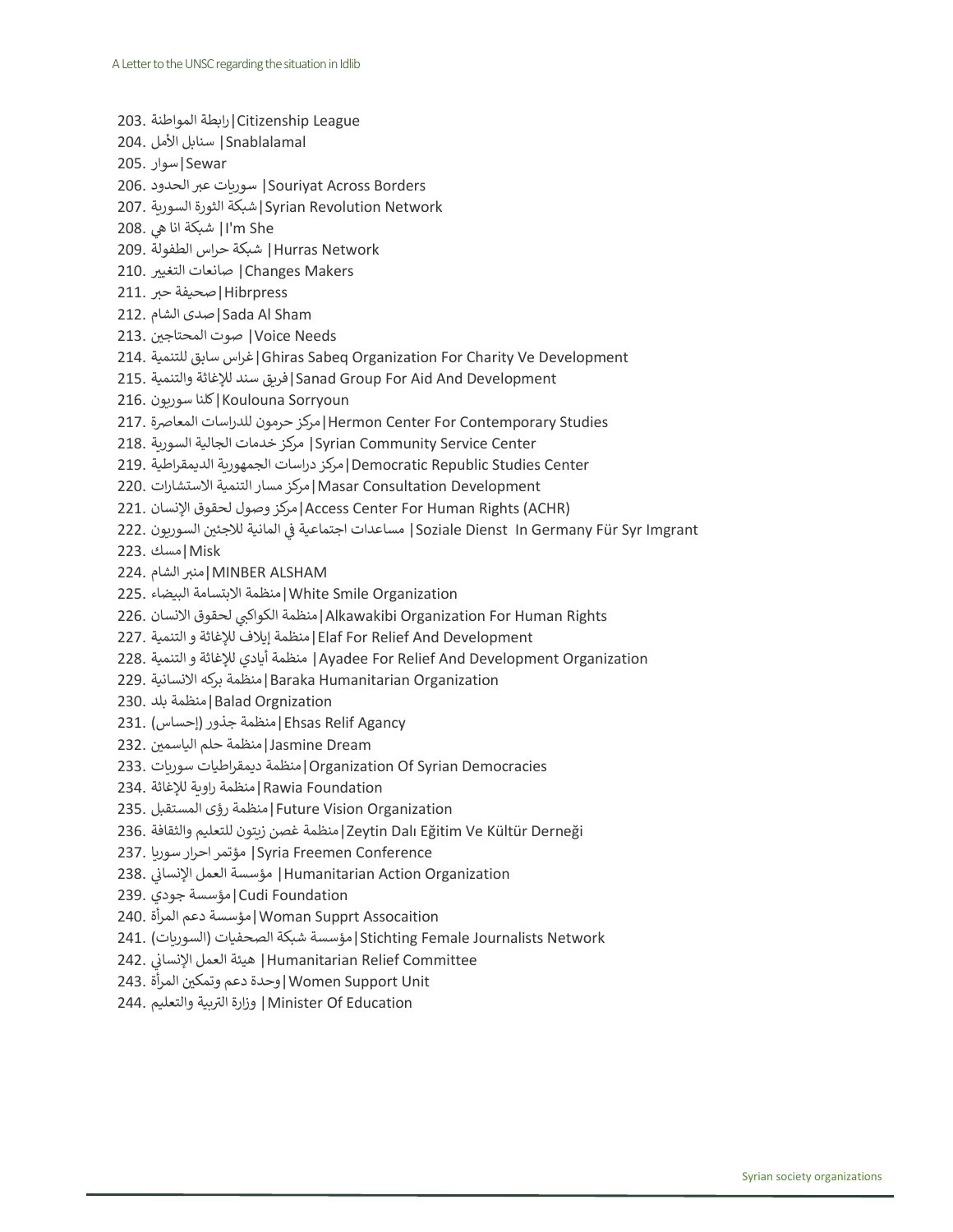203. رابطة المواطنة | Citizenship League
204. سنابل الأمل | Snablalamal
205. سوار | Sewar
206. سوريات عبر الحدود | Souriyat Across Borders
207. شبكة الثورة السورية | Syrian Revolution Network
208. شبكة انا هي | I'm She
209. شبكة حراس الطفولة | Hurras Network
210. صانعات التغيير | Changes Makers
211. صحيفة حبر | Hibrpress
212. صدى الشام | Sada Al Sham
213. صوت المحتاجين | Voice Needs
214. غراس سابق للتنمية | Ghiras Sabeq Organization For Charity Ve Development
215. فريق سند للإغاثة والتنمية | Sanad Group For Aid And Development
216. كلنا سوريون | Koulouna Sorryoun
217. مركز حرمون للدراسات المعاصرة | Hermon Center For Contemporary Studies
218. مركز خدمات الجالية السورية | Syrian Community Service Center
219. مركز دراسات الجمهورية الديمقراطية | Democratic Republic Studies Center
220. مركز مسار التنمية الاستشارات | Masar Consultation Development
221. مركز وصول لحقوق الإنسان | Access Center For Human Rights (ACHR)
222. مساعدات اجتماعية في المانية للاجئين السوريون | Soziale Dienst In Germany Für Syr Imgrant
223. مسك | Misk
224. منبر الشام | MINBER ALSHAM
225. منظمة الابتسامة البيضاء | White Smile Organization
226. منظمة الكواكبي لحقوق الانسان | Alkawakibi Organization For Human Rights
227. منظمة إيلاف للإغاثة و التنمية | Elaf For Relief And Development
228. منظمة أيادي للإغاثة و التنمية | Ayadee For Relief And Development Organization
229. منظمة بركه الانسانية | Baraka Humanitarian Organization
230. منظمة بلد | Balad Orgnization
231. منظمة جذور (إحساس) | Ehsas Relif Agancy
232. منظمة حلم الياسمين | Jasmine Dream
233. منظمة ديمقراطيات سوريات | Organization Of Syrian Democracies
234. منظمة راوية للإغاثة | Rawia Foundation
235. منظمة رؤى المستقبل | Future Vision Organization
236. منظمة غصن زيتون للتعليم والثقافة | Zeytin Dalı Eğitim Ve Kültür Derneği
237. مؤتمر احرار سوريا | Syria Freemen Conference
238. مؤسسة العمل الإنساني | Humanitarian Action Organization
239. مؤسسة جودي | Cudi Foundation
240. مؤسسة دعم المرأة | Woman Supprt Assocaition
241. مؤسسة شبكة الصحفيات (السوريات) | Stichting Female Journalists Network
242. هيئة العمل الإنساني | Humanitarian Relief Committee
243. وحدة دعم وتمكين المرأة | Women Support Unit
244. وزارة التربية والتعليم | Minister Of Education